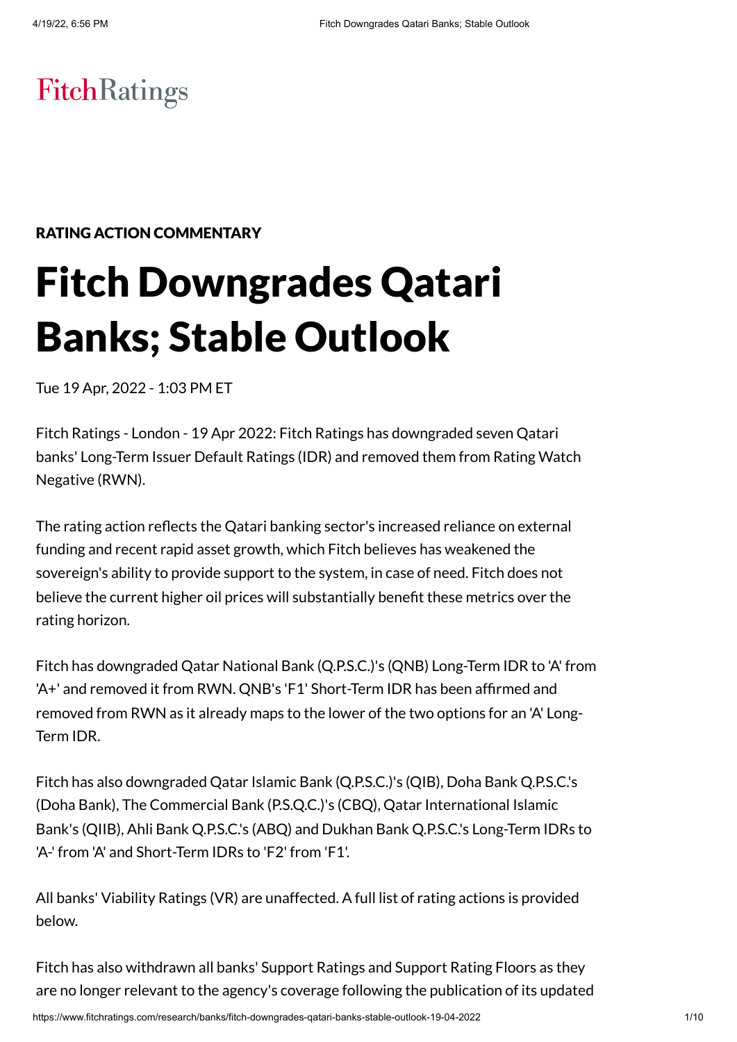FitchRatings

**RATING ACTION COMMENTARY**

# Fitch Downgrades Qatari Banks; Stable Outlook

Tue 19 Apr, 2022 - 1:03 PM ET

Fitch Ratings - London - 19 Apr 2022: Fitch Ratings has downgraded seven Qatari banks' Long-Term Issuer Default Ratings (IDR) and removed them from Rating Watch Negative (RWN).

The rating action reflects the Qatari banking sector's increased reliance on external funding and recent rapid asset growth, which Fitch believes has weakened the sovereign's ability to provide support to the system, in case of need. Fitch does not believe the current higher oil prices will substantially benefit these metrics over the rating horizon.

Fitch has downgraded Qatar National Bank (Q.P.S.C.)'s (QNB) Long-Term IDR to 'A' from 'A+' and removed it from RWN. QNB's 'F1' Short-Term IDR has been affirmed and removed from RWN as it already maps to the lower of the two options for an 'A' Long-Term IDR.

Fitch has also downgraded Qatar Islamic Bank (Q.P.S.C.)'s (QIB), Doha Bank Q.P.S.C.'s (Doha Bank), The Commercial Bank (P.S.Q.C.)'s (CBQ), Qatar International Islamic Bank's (QIIB), Ahli Bank Q.P.S.C.'s (ABQ) and Dukhan Bank Q.P.S.C.'s Long-Term IDRs to 'A-' from 'A' and Short-Term IDRs to 'F2' from 'F1'.

All banks' Viability Ratings (VR) are unaffected. A full list of rating actions is provided below.

Fitch has also withdrawn all banks' Support Ratings and Support Rating Floors as they are no longer relevant to the agency's coverage following the publication of its updated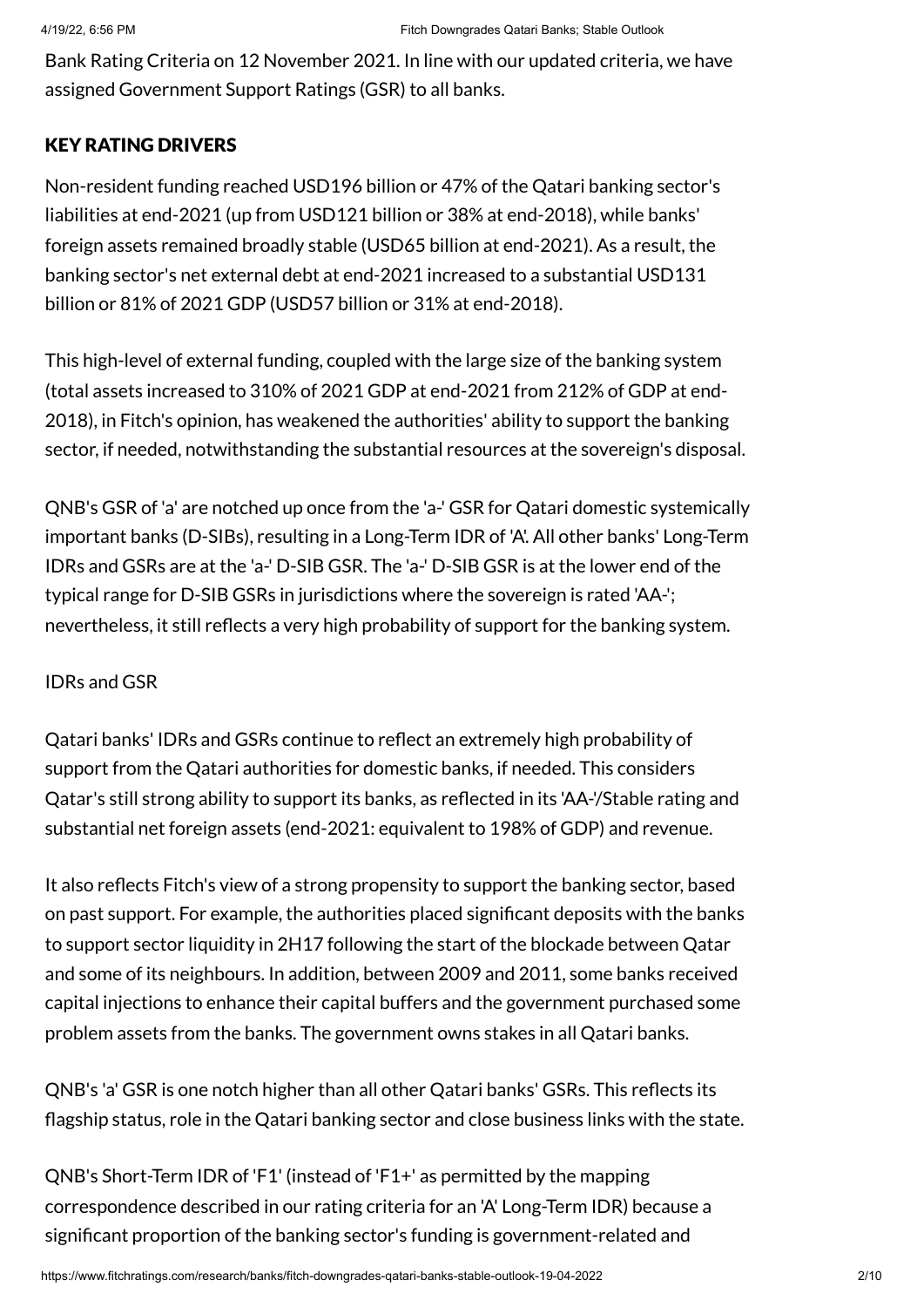Bank Rating Criteria on 12 November 2021. In line with our updated criteria, we have assigned Government Support Ratings (GSR) to all banks.

## KEY RATING DRIVERS

Non-resident funding reached USD196 billion or 47% of the Qatari banking sector's liabilities at end-2021 (up from USD121 billion or 38% at end-2018), while banks' foreign assets remained broadly stable (USD65 billion at end-2021). As a result, the banking sector's net external debt at end-2021 increased to a substantial USD131 billion or 81% of 2021 GDP (USD57 billion or 31% at end-2018).

This high-level of external funding, coupled with the large size of the banking system (total assets increased to 310% of 2021 GDP at end-2021 from 212% of GDP at end-2018), in Fitch's opinion, has weakened the authorities' ability to support the banking sector, if needed, notwithstanding the substantial resources at the sovereign's disposal.

QNB's GSR of 'a' are notched up once from the 'a-' GSR for Qatari domestic systemically important banks (D-SIBs), resulting in a Long-Term IDR of 'A'. All other banks' Long-Term IDRs and GSRs are at the 'a-' D-SIB GSR. The 'a-' D-SIB GSR is at the lower end of the typical range for D-SIB GSRs in jurisdictions where the sovereign is rated 'AA-'; nevertheless, it still reflects a very high probability of support for the banking system.

IDRs and GSR

Qatari banks' IDRs and GSRs continue to reflect an extremely high probability of support from the Qatari authorities for domestic banks, if needed. This considers Qatar's still strong ability to support its banks, as reflected in its 'AA-'/Stable rating and substantial net foreign assets (end-2021: equivalent to 198% of GDP) and revenue.

It also reflects Fitch's view of a strong propensity to support the banking sector, based on past support. For example, the authorities placed significant deposits with the banks to support sector liquidity in 2H17 following the start of the blockade between Qatar and some of its neighbours. In addition, between 2009 and 2011, some banks received capital injections to enhance their capital buffers and the government purchased some problem assets from the banks. The government owns stakes in all Qatari banks.

QNB's 'a' GSR is one notch higher than all other Qatari banks' GSRs. This reflects its flagship status, role in the Qatari banking sector and close business links with the state.

QNB's Short-Term IDR of 'F1' (instead of 'F1+' as permitted by the mapping correspondence described in our rating criteria for an 'A' Long-Term IDR) because a significant proportion of the banking sector's funding is government-related and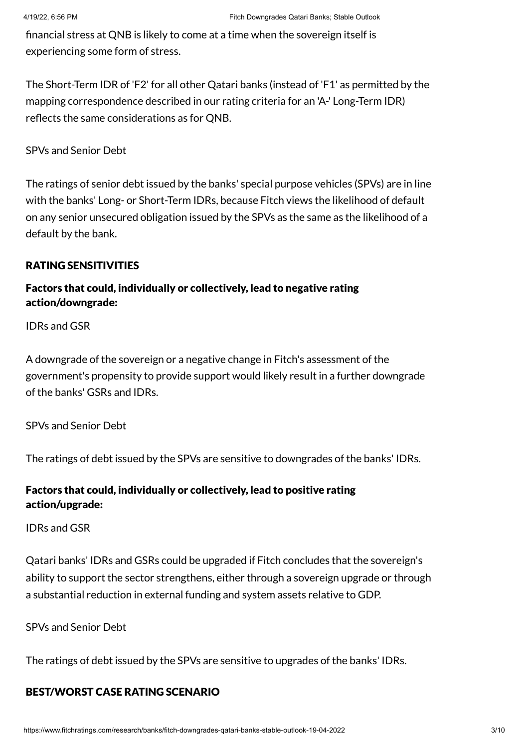financial stress at QNB is likely to come at a time when the sovereign itself is experiencing some form of stress.

The Short-Term IDR of 'F2' for all other Qatari banks (instead of 'F1' as permitted by the mapping correspondence described in our rating criteria for an 'A-' Long-Term IDR) reflects the same considerations as for QNB.

SPVs and Senior Debt

The ratings of senior debt issued by the banks' special purpose vehicles (SPVs) are in line with the banks' Long- or Short-Term IDRs, because Fitch views the likelihood of default on any senior unsecured obligation issued by the SPVs as the same as the likelihood of a default by the bank.

## RATING SENSITIVITIES

### Factors that could, individually or collectively, lead to negative rating action/downgrade:

IDRs and GSR

A downgrade of the sovereign or a negative change in Fitch's assessment of the government's propensity to provide support would likely result in a further downgrade of the banks' GSRs and IDRs.

SPVs and Senior Debt

The ratings of debt issued by the SPVs are sensitive to downgrades of the banks' IDRs.

### Factors that could, individually or collectively, lead to positive rating action/upgrade:

IDRs and GSR

Qatari banks' IDRs and GSRs could be upgraded if Fitch concludes that the sovereign's ability to support the sector strengthens, either through a sovereign upgrade or through a substantial reduction in external funding and system assets relative to GDP.

SPVs and Senior Debt

The ratings of debt issued by the SPVs are sensitive to upgrades of the banks' IDRs.

## BEST/WORST CASE RATING SCENARIO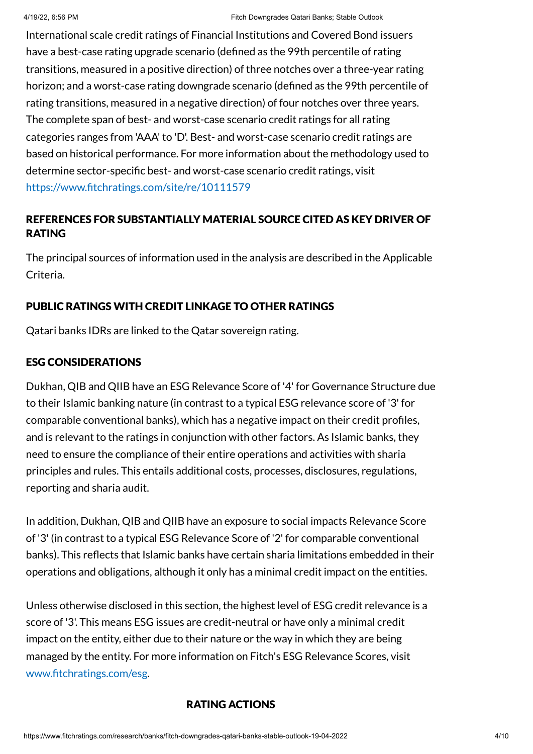International scale credit ratings of Financial Institutions and Covered Bond issuers have a best-case rating upgrade scenario (defined as the 99th percentile of rating transitions, measured in a positive direction) of three notches over a three-year rating horizon; and a worst-case rating downgrade scenario (defined as the 99th percentile of rating transitions, measured in a negative direction) of four notches over three years. The complete span of best- and worst-case scenario credit ratings for all rating categories ranges from 'AAA' to 'D'. Best- and worst-case scenario credit ratings are based on historical performance. For more information about the methodology used to determine sector-specific best- and worst-case scenario credit ratings, visit https://www.fitchratings.com/site/re/10111579

## REFERENCES FOR SUBSTANTIALLY MATERIAL SOURCE CITED AS KEY DRIVER OF RATING

The principal sources of information used in the analysis are described in the Applicable Criteria.

## PUBLIC RATINGS WITH CREDIT LINKAGE TO OTHER RATINGS

Qatari banks IDRs are linked to the Qatar sovereign rating.

## ESG CONSIDERATIONS

Dukhan, QIB and QIIB have an ESG Relevance Score of '4' for Governance Structure due to their Islamic banking nature (in contrast to a typical ESG relevance score of '3' for comparable conventional banks), which has a negative impact on their credit profiles, and is relevant to the ratings in conjunction with other factors. As Islamic banks, they need to ensure the compliance of their entire operations and activities with sharia principles and rules. This entails additional costs, processes, disclosures, regulations, reporting and sharia audit.

In addition, Dukhan, QIB and QIIB have an exposure to social impacts Relevance Score of '3' (in contrast to a typical ESG Relevance Score of '2' for comparable conventional banks). This reflects that Islamic banks have certain sharia limitations embedded in their operations and obligations, although it only has a minimal credit impact on the entities.

Unless otherwise disclosed in this section, the highest level of ESG credit relevance is a score of '3'. This means ESG issues are credit-neutral or have only a minimal credit impact on the entity, either due to their nature or the way in which they are being managed by the entity. For more information on Fitch's ESG Relevance Scores, visit www.fitchratings.com/esg.

## RATING ACTIONS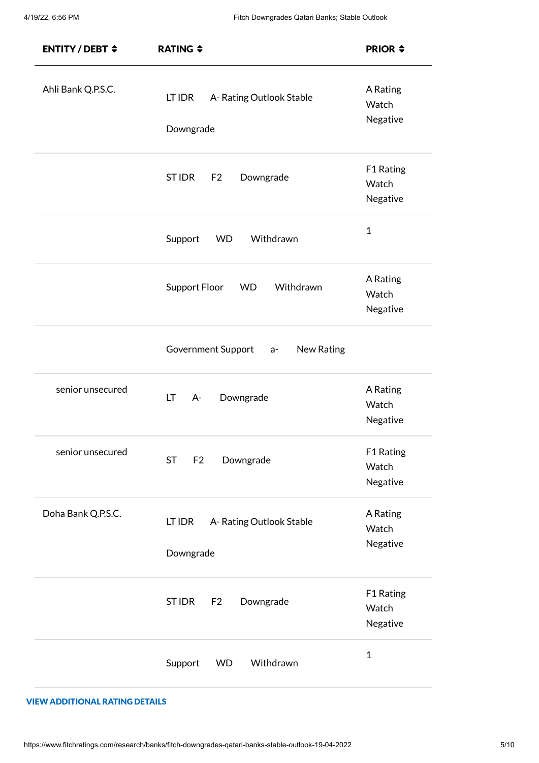| ENTITY / DEBT | RATING | PRIOR |
|---|---|---|
| Ahli Bank Q.P.S.C. | LT IDR A- Rating Outlook Stable Downgrade | A Rating Watch Negative |
| | ST IDR F2 Downgrade | F1 Rating Watch Negative |
| | Support WD Withdrawn | 1 |
| | Support Floor WD Withdrawn | A Rating Watch Negative |
| | Government Support a- New Rating | |
| senior unsecured | LT A- Downgrade | A Rating Watch Negative |
| senior unsecured | ST F2 Downgrade | F1 Rating Watch Negative |
| Doha Bank Q.P.S.C. | LT IDR A- Rating Outlook Stable Downgrade | A Rating Watch Negative |
| | ST IDR F2 Downgrade | F1 Rating Watch Negative |
| | Support WD Withdrawn | 1 |

**VIEW ADDITIONAL RATING DETAILS**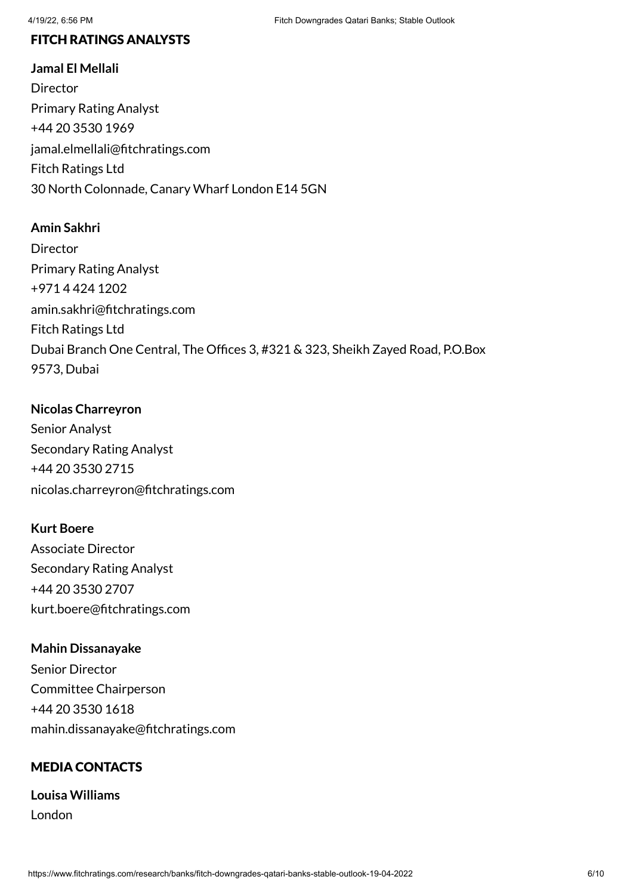## FITCH RATINGS ANALYSTS

**Jamal El Mellali**
Director
Primary Rating Analyst
+44 20 3530 1969
jamal.elmellali@fitchratings.com
Fitch Ratings Ltd
30 North Colonnade, Canary Wharf London E14 5GN

**Amin Sakhri**
Director
Primary Rating Analyst
+971 4 424 1202
amin.sakhri@fitchratings.com
Fitch Ratings Ltd
Dubai Branch One Central, The Offices 3, #321 & 323, Sheikh Zayed Road, P.O.Box 9573, Dubai

**Nicolas Charreyron**
Senior Analyst
Secondary Rating Analyst
+44 20 3530 2715
nicolas.charreyron@fitchratings.com

**Kurt Boere**
Associate Director
Secondary Rating Analyst
+44 20 3530 2707
kurt.boere@fitchratings.com

**Mahin Dissanayake**
Senior Director
Committee Chairperson
+44 20 3530 1618
mahin.dissanayake@fitchratings.com

## MEDIA CONTACTS

**Louisa Williams**
London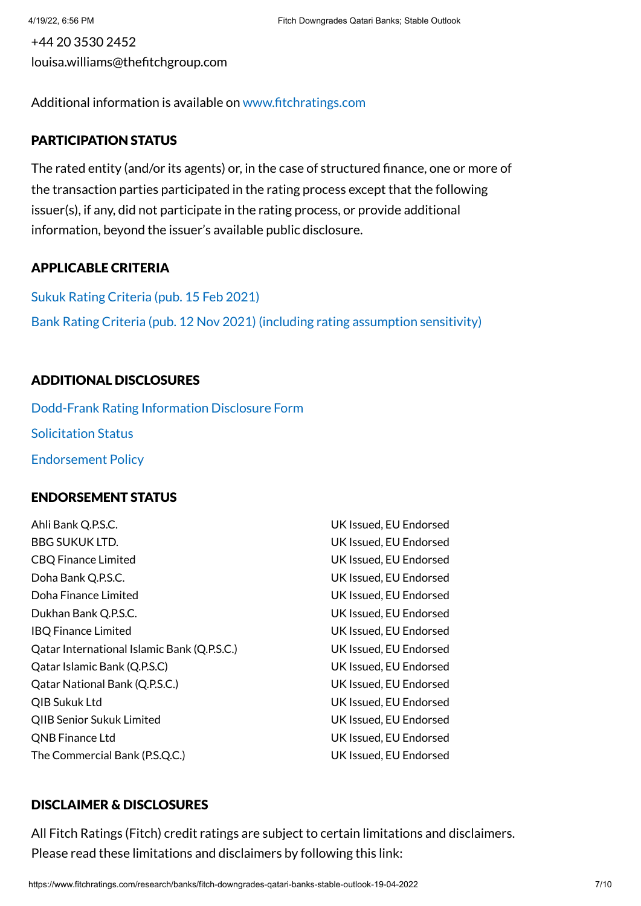+44 20 3530 2452
louisa.williams@thefitchgroup.com

Additional information is available on www.fitchratings.com

## PARTICIPATION STATUS

The rated entity (and/or its agents) or, in the case of structured finance, one or more of the transaction parties participated in the rating process except that the following issuer(s), if any, did not participate in the rating process, or provide additional information, beyond the issuer's available public disclosure.

## APPLICABLE CRITERIA

Sukuk Rating Criteria (pub. 15 Feb 2021)

Bank Rating Criteria (pub. 12 Nov 2021) (including rating assumption sensitivity)

## ADDITIONAL DISCLOSURES

Dodd-Frank Rating Information Disclosure Form

Solicitation Status

Endorsement Policy

## ENDORSEMENT STATUS

| | |
|---|---|
| Ahli Bank Q.P.S.C. | UK Issued, EU Endorsed |
| BBG SUKUK LTD. | UK Issued, EU Endorsed |
| CBQ Finance Limited | UK Issued, EU Endorsed |
| Doha Bank Q.P.S.C. | UK Issued, EU Endorsed |
| Doha Finance Limited | UK Issued, EU Endorsed |
| Dukhan Bank Q.P.S.C. | UK Issued, EU Endorsed |
| IBQ Finance Limited | UK Issued, EU Endorsed |
| Qatar International Islamic Bank (Q.P.S.C.) | UK Issued, EU Endorsed |
| Qatar Islamic Bank (Q.P.S.C) | UK Issued, EU Endorsed |
| Qatar National Bank (Q.P.S.C.) | UK Issued, EU Endorsed |
| QIB Sukuk Ltd | UK Issued, EU Endorsed |
| QIIB Senior Sukuk Limited | UK Issued, EU Endorsed |
| QNB Finance Ltd | UK Issued, EU Endorsed |
| The Commercial Bank (P.S.Q.C.) | UK Issued, EU Endorsed |

## DISCLAIMER & DISCLOSURES

All Fitch Ratings (Fitch) credit ratings are subject to certain limitations and disclaimers. Please read these limitations and disclaimers by following this link: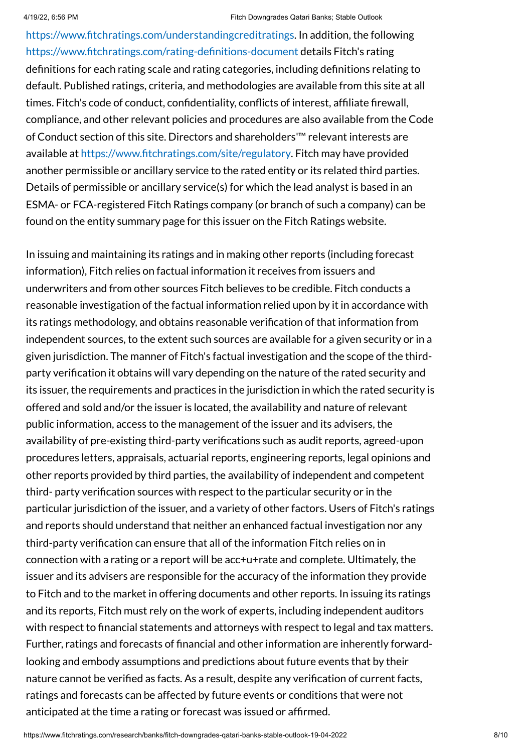https://www.fitchratings.com/understandingcreditratings. In addition, the following https://www.fitchratings.com/rating-definitions-document details Fitch's rating definitions for each rating scale and rating categories, including definitions relating to default. Published ratings, criteria, and methodologies are available from this site at all times. Fitch's code of conduct, confidentiality, conflicts of interest, affiliate firewall, compliance, and other relevant policies and procedures are also available from the Code of Conduct section of this site. Directors and shareholders'™ relevant interests are available at https://www.fitchratings.com/site/regulatory. Fitch may have provided another permissible or ancillary service to the rated entity or its related third parties. Details of permissible or ancillary service(s) for which the lead analyst is based in an ESMA- or FCA-registered Fitch Ratings company (or branch of such a company) can be found on the entity summary page for this issuer on the Fitch Ratings website.

In issuing and maintaining its ratings and in making other reports (including forecast information), Fitch relies on factual information it receives from issuers and underwriters and from other sources Fitch believes to be credible. Fitch conducts a reasonable investigation of the factual information relied upon by it in accordance with its ratings methodology, and obtains reasonable verification of that information from independent sources, to the extent such sources are available for a given security or in a given jurisdiction. The manner of Fitch's factual investigation and the scope of the third-party verification it obtains will vary depending on the nature of the rated security and its issuer, the requirements and practices in the jurisdiction in which the rated security is offered and sold and/or the issuer is located, the availability and nature of relevant public information, access to the management of the issuer and its advisers, the availability of pre-existing third-party verifications such as audit reports, agreed-upon procedures letters, appraisals, actuarial reports, engineering reports, legal opinions and other reports provided by third parties, the availability of independent and competent third- party verification sources with respect to the particular security or in the particular jurisdiction of the issuer, and a variety of other factors. Users of Fitch's ratings and reports should understand that neither an enhanced factual investigation nor any third-party verification can ensure that all of the information Fitch relies on in connection with a rating or a report will be acc+u+rate and complete. Ultimately, the issuer and its advisers are responsible for the accuracy of the information they provide to Fitch and to the market in offering documents and other reports. In issuing its ratings and its reports, Fitch must rely on the work of experts, including independent auditors with respect to financial statements and attorneys with respect to legal and tax matters. Further, ratings and forecasts of financial and other information are inherently forward-looking and embody assumptions and predictions about future events that by their nature cannot be verified as facts. As a result, despite any verification of current facts, ratings and forecasts can be affected by future events or conditions that were not anticipated at the time a rating or forecast was issued or affirmed.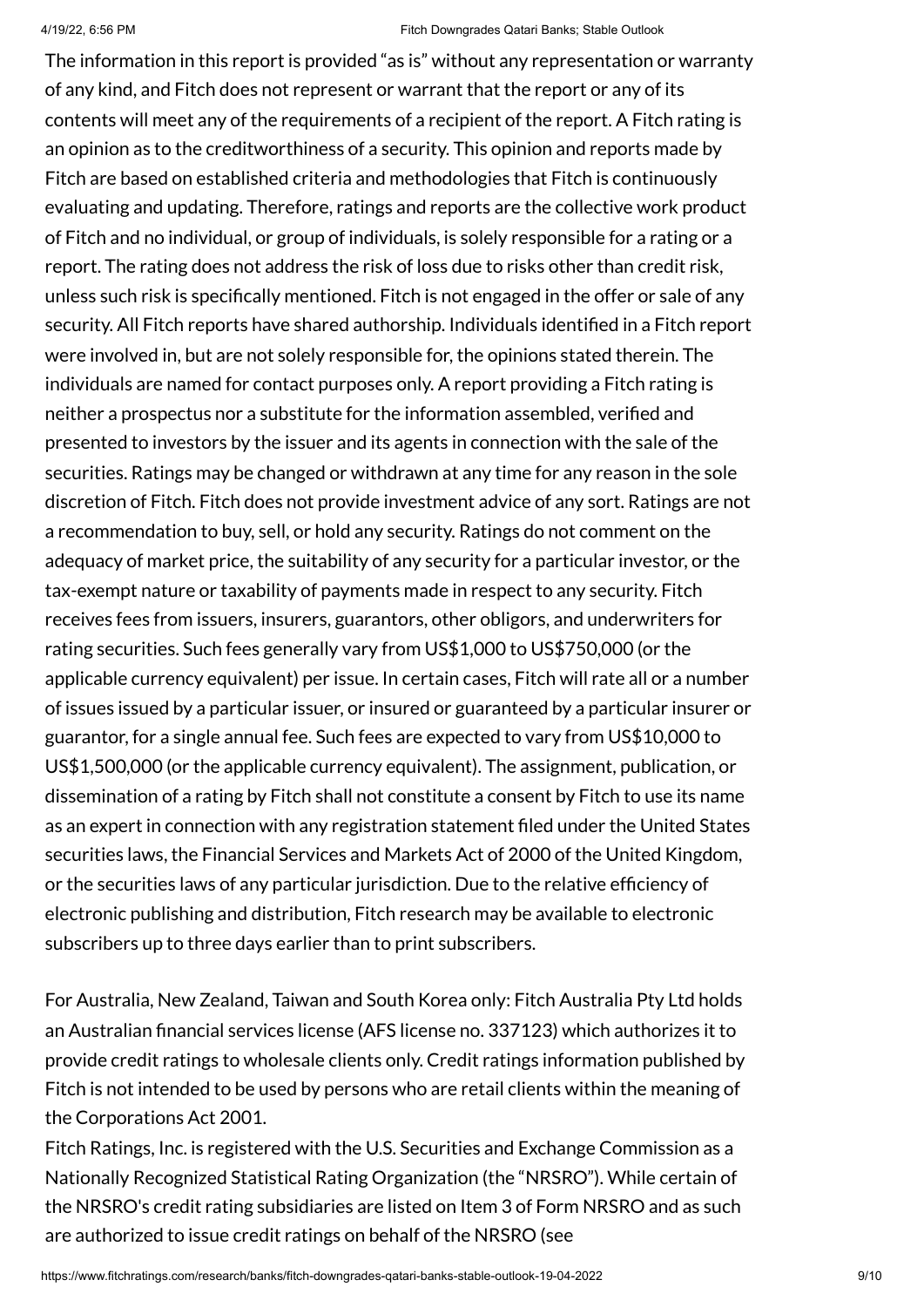The information in this report is provided "as is" without any representation or warranty of any kind, and Fitch does not represent or warrant that the report or any of its contents will meet any of the requirements of a recipient of the report. A Fitch rating is an opinion as to the creditworthiness of a security. This opinion and reports made by Fitch are based on established criteria and methodologies that Fitch is continuously evaluating and updating. Therefore, ratings and reports are the collective work product of Fitch and no individual, or group of individuals, is solely responsible for a rating or a report. The rating does not address the risk of loss due to risks other than credit risk, unless such risk is specifically mentioned. Fitch is not engaged in the offer or sale of any security. All Fitch reports have shared authorship. Individuals identified in a Fitch report were involved in, but are not solely responsible for, the opinions stated therein. The individuals are named for contact purposes only. A report providing a Fitch rating is neither a prospectus nor a substitute for the information assembled, verified and presented to investors by the issuer and its agents in connection with the sale of the securities. Ratings may be changed or withdrawn at any time for any reason in the sole discretion of Fitch. Fitch does not provide investment advice of any sort. Ratings are not a recommendation to buy, sell, or hold any security. Ratings do not comment on the adequacy of market price, the suitability of any security for a particular investor, or the tax-exempt nature or taxability of payments made in respect to any security. Fitch receives fees from issuers, insurers, guarantors, other obligors, and underwriters for rating securities. Such fees generally vary from US$1,000 to US$750,000 (or the applicable currency equivalent) per issue. In certain cases, Fitch will rate all or a number of issues issued by a particular issuer, or insured or guaranteed by a particular insurer or guarantor, for a single annual fee. Such fees are expected to vary from US$10,000 to US$1,500,000 (or the applicable currency equivalent). The assignment, publication, or dissemination of a rating by Fitch shall not constitute a consent by Fitch to use its name as an expert in connection with any registration statement filed under the United States securities laws, the Financial Services and Markets Act of 2000 of the United Kingdom, or the securities laws of any particular jurisdiction. Due to the relative efficiency of electronic publishing and distribution, Fitch research may be available to electronic subscribers up to three days earlier than to print subscribers.

For Australia, New Zealand, Taiwan and South Korea only: Fitch Australia Pty Ltd holds an Australian financial services license (AFS license no. 337123) which authorizes it to provide credit ratings to wholesale clients only. Credit ratings information published by Fitch is not intended to be used by persons who are retail clients within the meaning of the Corporations Act 2001.
Fitch Ratings, Inc. is registered with the U.S. Securities and Exchange Commission as a Nationally Recognized Statistical Rating Organization (the "NRSRO"). While certain of the NRSRO's credit rating subsidiaries are listed on Item 3 of Form NRSRO and as such are authorized to issue credit ratings on behalf of the NRSRO (see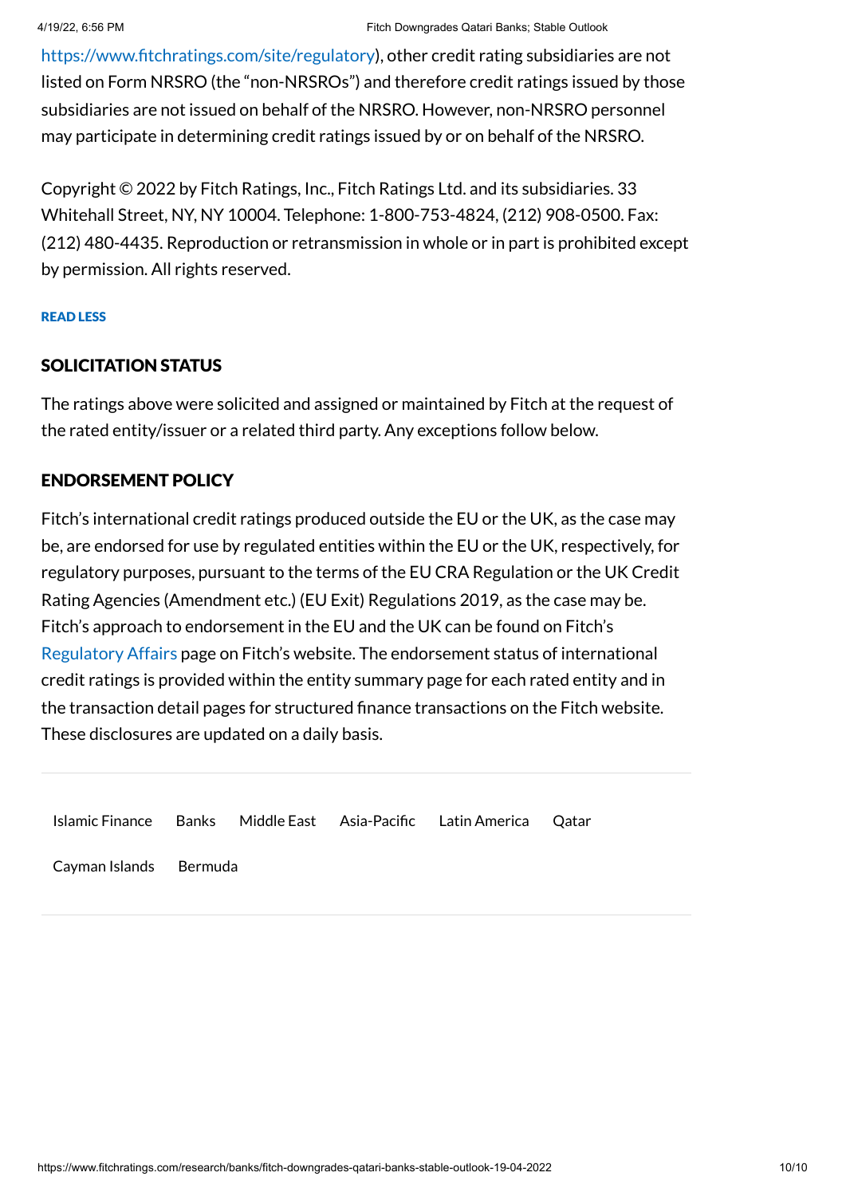https://www.fitchratings.com/site/regulatory), other credit rating subsidiaries are not listed on Form NRSRO (the "non-NRSROs") and therefore credit ratings issued by those subsidiaries are not issued on behalf of the NRSRO. However, non-NRSRO personnel may participate in determining credit ratings issued by or on behalf of the NRSRO.

Copyright © 2022 by Fitch Ratings, Inc., Fitch Ratings Ltd. and its subsidiaries. 33 Whitehall Street, NY, NY 10004. Telephone: 1-800-753-4824, (212) 908-0500. Fax: (212) 480-4435. Reproduction or retransmission in whole or in part is prohibited except by permission. All rights reserved.

READ LESS

## SOLICITATION STATUS

The ratings above were solicited and assigned or maintained by Fitch at the request of the rated entity/issuer or a related third party. Any exceptions follow below.

## ENDORSEMENT POLICY

Fitch's international credit ratings produced outside the EU or the UK, as the case may be, are endorsed for use by regulated entities within the EU or the UK, respectively, for regulatory purposes, pursuant to the terms of the EU CRA Regulation or the UK Credit Rating Agencies (Amendment etc.) (EU Exit) Regulations 2019, as the case may be. Fitch's approach to endorsement in the EU and the UK can be found on Fitch's Regulatory Affairs page on Fitch's website. The endorsement status of international credit ratings is provided within the entity summary page for each rated entity and in the transaction detail pages for structured finance transactions on the Fitch website. These disclosures are updated on a daily basis.

Islamic Finance Banks Middle East Asia-Pacific Latin America Qatar

Cayman Islands Bermuda